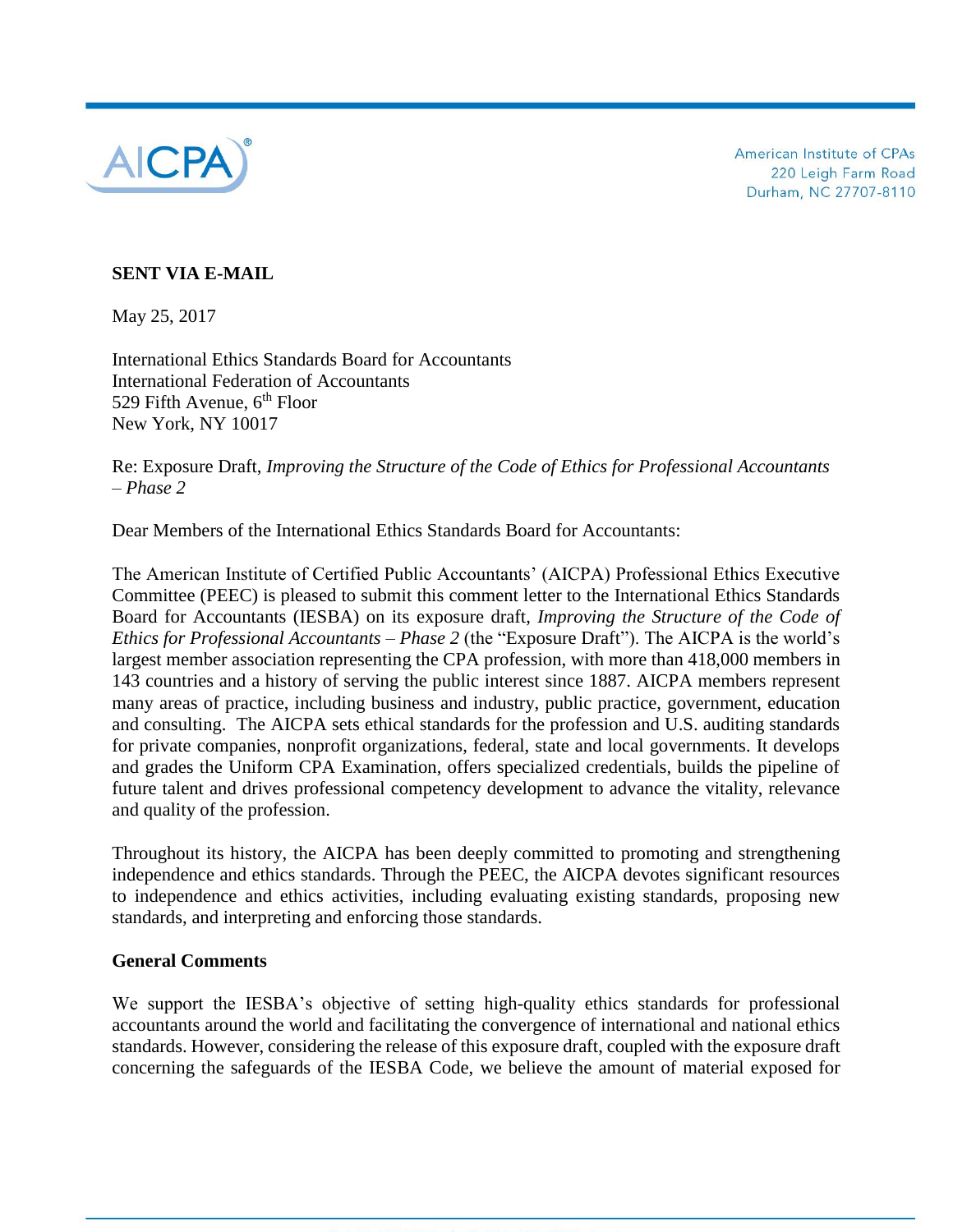American Institute of CPAs
220 Leigh Farm Road
Durham, NC 27707-8110

**SENT VIA E-MAIL**

May 25, 2017

International Ethics Standards Board for Accountants
International Federation of Accountants
529 Fifth Avenue, 6th Floor
New York, NY 10017

Re: Exposure Draft, *Improving the Structure of the Code of Ethics for Professional Accountants – Phase 2*

Dear Members of the International Ethics Standards Board for Accountants:

The American Institute of Certified Public Accountants' (AICPA) Professional Ethics Executive Committee (PEEC) is pleased to submit this comment letter to the International Ethics Standards Board for Accountants (IESBA) on its exposure draft, *Improving the Structure of the Code of Ethics for Professional Accountants – Phase 2* (the "Exposure Draft"). The AICPA is the world's largest member association representing the CPA profession, with more than 418,000 members in 143 countries and a history of serving the public interest since 1887. AICPA members represent many areas of practice, including business and industry, public practice, government, education and consulting. The AICPA sets ethical standards for the profession and U.S. auditing standards for private companies, nonprofit organizations, federal, state and local governments. It develops and grades the Uniform CPA Examination, offers specialized credentials, builds the pipeline of future talent and drives professional competency development to advance the vitality, relevance and quality of the profession.

Throughout its history, the AICPA has been deeply committed to promoting and strengthening independence and ethics standards. Through the PEEC, the AICPA devotes significant resources to independence and ethics activities, including evaluating existing standards, proposing new standards, and interpreting and enforcing those standards.

**General Comments**

We support the IESBA's objective of setting high-quality ethics standards for professional accountants around the world and facilitating the convergence of international and national ethics standards. However, considering the release of this exposure draft, coupled with the exposure draft concerning the safeguards of the IESBA Code, we believe the amount of material exposed for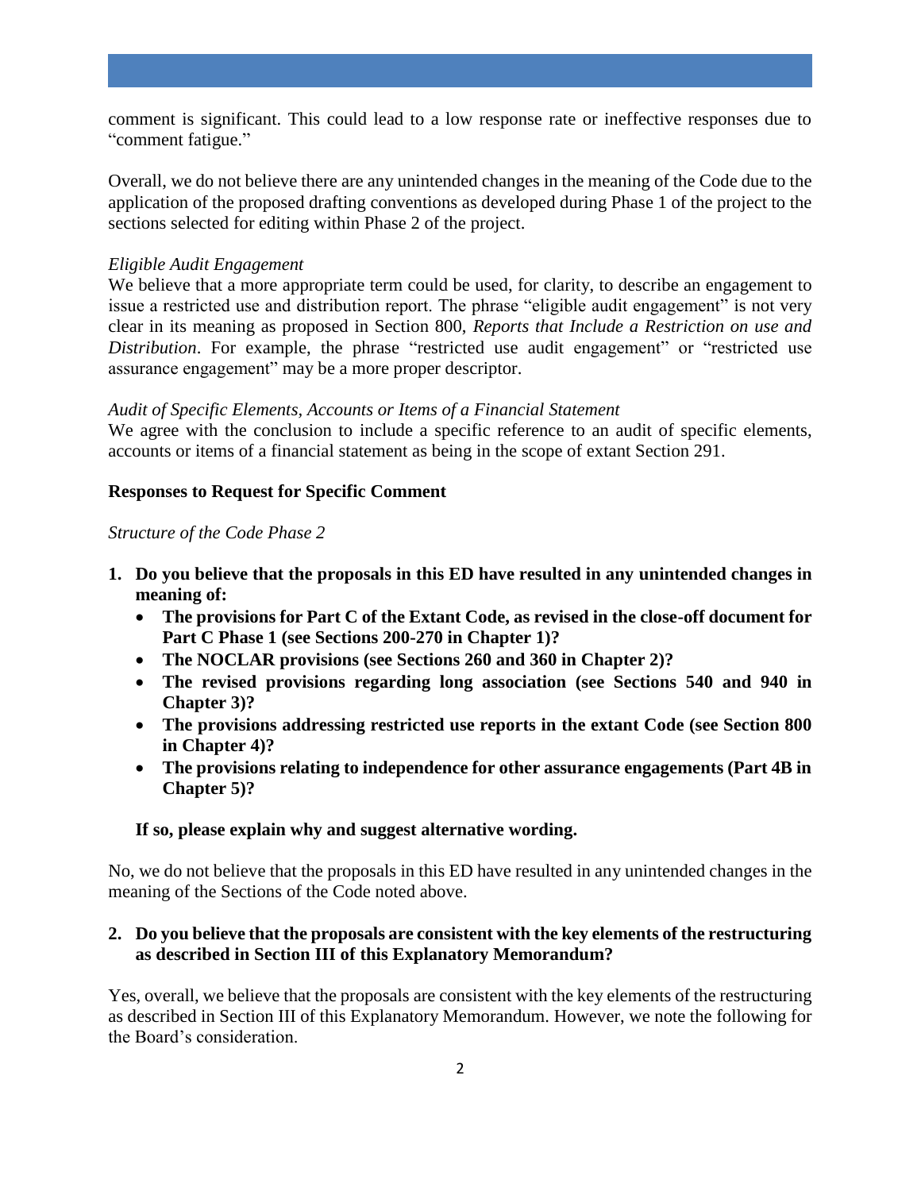comment is significant. This could lead to a low response rate or ineffective responses due to "comment fatigue."

Overall, we do not believe there are any unintended changes in the meaning of the Code due to the application of the proposed drafting conventions as developed during Phase 1 of the project to the sections selected for editing within Phase 2 of the project.

*Eligible Audit Engagement*

We believe that a more appropriate term could be used, for clarity, to describe an engagement to issue a restricted use and distribution report. The phrase "eligible audit engagement" is not very clear in its meaning as proposed in Section 800, *Reports that Include a Restriction on use and Distribution*. For example, the phrase "restricted use audit engagement" or "restricted use assurance engagement" may be a more proper descriptor.

*Audit of Specific Elements, Accounts or Items of a Financial Statement*

We agree with the conclusion to include a specific reference to an audit of specific elements, accounts or items of a financial statement as being in the scope of extant Section 291.

**Responses to Request for Specific Comment**

*Structure of the Code Phase 2*

1. **Do you believe that the proposals in this ED have resulted in any unintended changes in meaning of:**
   - **The provisions for Part C of the Extant Code, as revised in the close-off document for Part C Phase 1 (see Sections 200-270 in Chapter 1)?**
   - **The NOCLAR provisions (see Sections 260 and 360 in Chapter 2)?**
   - **The revised provisions regarding long association (see Sections 540 and 940 in Chapter 3)?**
   - **The provisions addressing restricted use reports in the extant Code (see Section 800 in Chapter 4)?**
   - **The provisions relating to independence for other assurance engagements (Part 4B in Chapter 5)?**

   **If so, please explain why and suggest alternative wording.**

No, we do not believe that the proposals in this ED have resulted in any unintended changes in the meaning of the Sections of the Code noted above.

2. **Do you believe that the proposals are consistent with the key elements of the restructuring as described in Section III of this Explanatory Memorandum?**

Yes, overall, we believe that the proposals are consistent with the key elements of the restructuring as described in Section III of this Explanatory Memorandum. However, we note the following for the Board's consideration.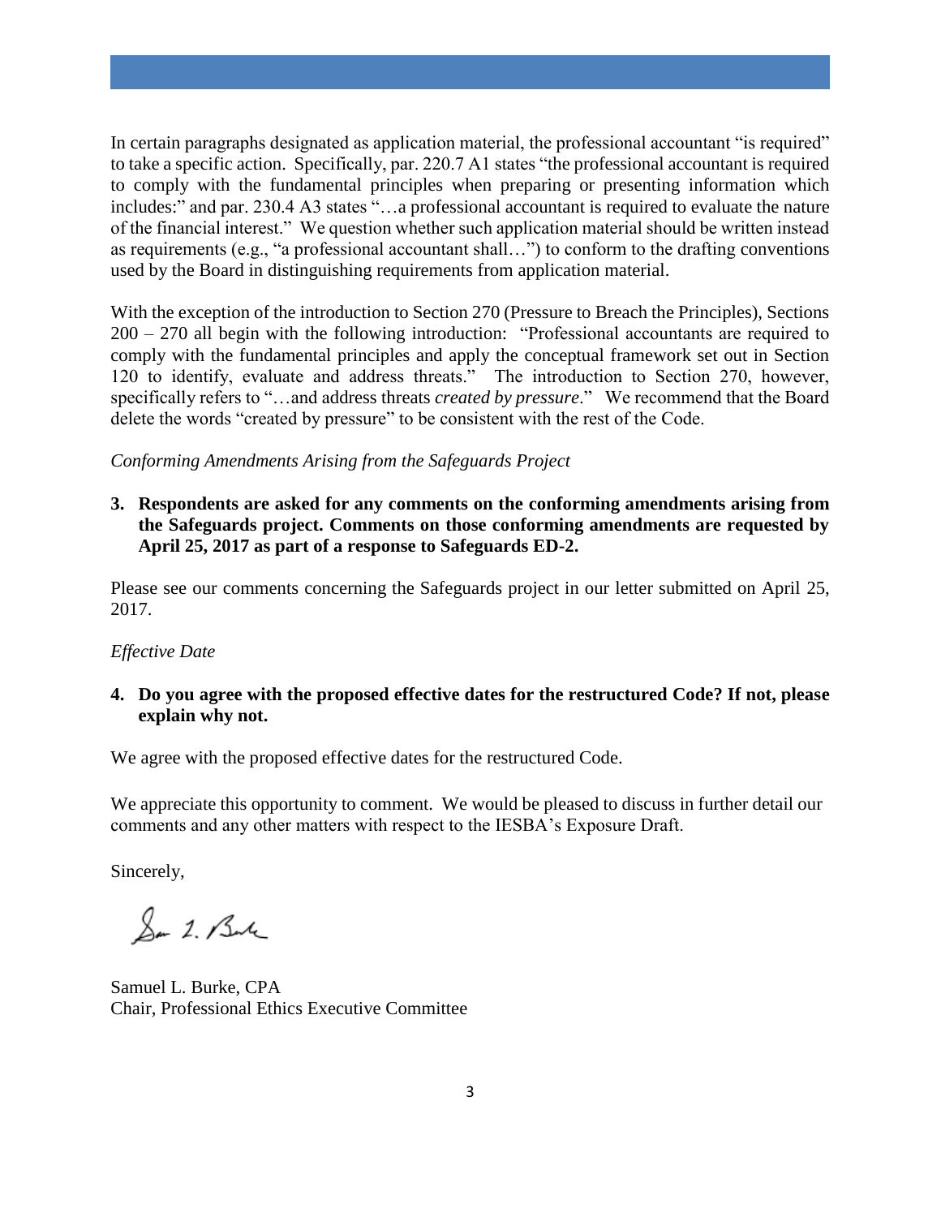In certain paragraphs designated as application material, the professional accountant "is required" to take a specific action. Specifically, par. 220.7 A1 states "the professional accountant is required to comply with the fundamental principles when preparing or presenting information which includes:" and par. 230.4 A3 states "…a professional accountant is required to evaluate the nature of the financial interest." We question whether such application material should be written instead as requirements (e.g., "a professional accountant shall…") to conform to the drafting conventions used by the Board in distinguishing requirements from application material.

With the exception of the introduction to Section 270 (Pressure to Breach the Principles), Sections 200 – 270 all begin with the following introduction: "Professional accountants are required to comply with the fundamental principles and apply the conceptual framework set out in Section 120 to identify, evaluate and address threats." The introduction to Section 270, however, specifically refers to "…and address threats *created by pressure*." We recommend that the Board delete the words "created by pressure" to be consistent with the rest of the Code.

*Conforming Amendments Arising from the Safeguards Project*

**3. Respondents are asked for any comments on the conforming amendments arising from the Safeguards project. Comments on those conforming amendments are requested by April 25, 2017 as part of a response to Safeguards ED-2.**

Please see our comments concerning the Safeguards project in our letter submitted on April 25, 2017.

*Effective Date*

**4. Do you agree with the proposed effective dates for the restructured Code? If not, please explain why not.**

We agree with the proposed effective dates for the restructured Code.

We appreciate this opportunity to comment. We would be pleased to discuss in further detail our comments and any other matters with respect to the IESBA's Exposure Draft.

Sincerely,

Samuel L. Burke, CPA
Chair, Professional Ethics Executive Committee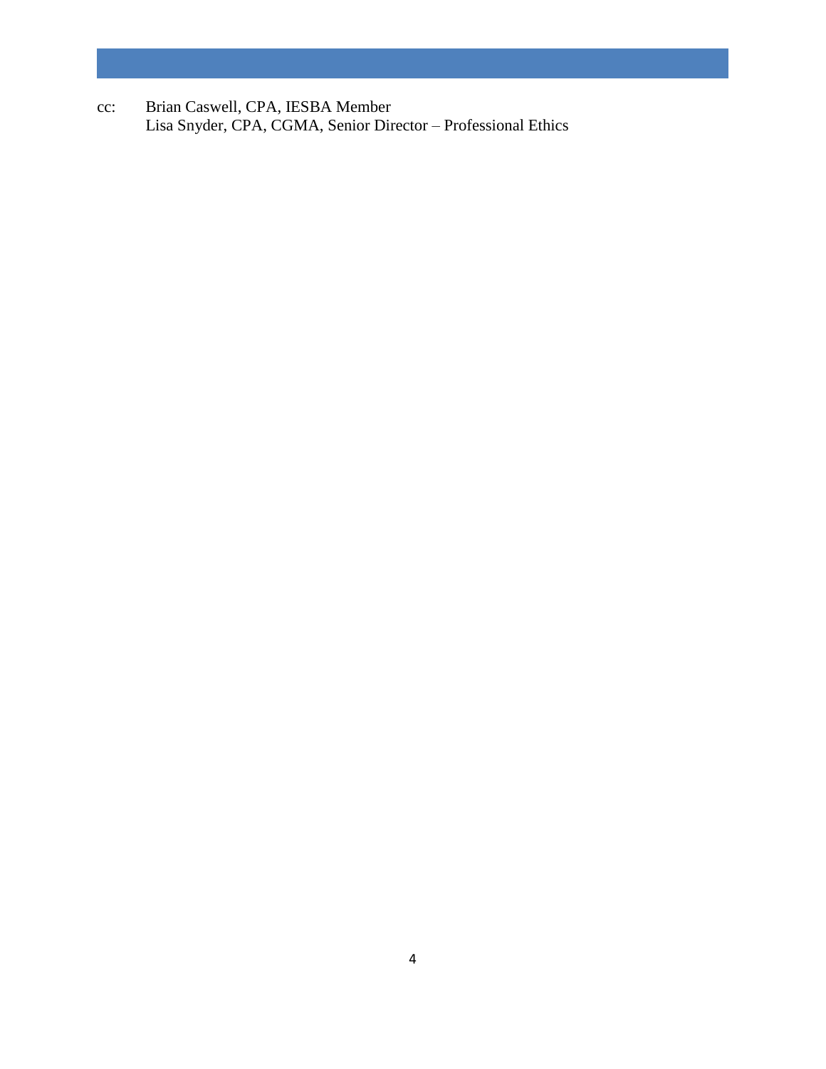cc: Brian Caswell, CPA, IESBA Member
Lisa Snyder, CPA, CGMA, Senior Director – Professional Ethics